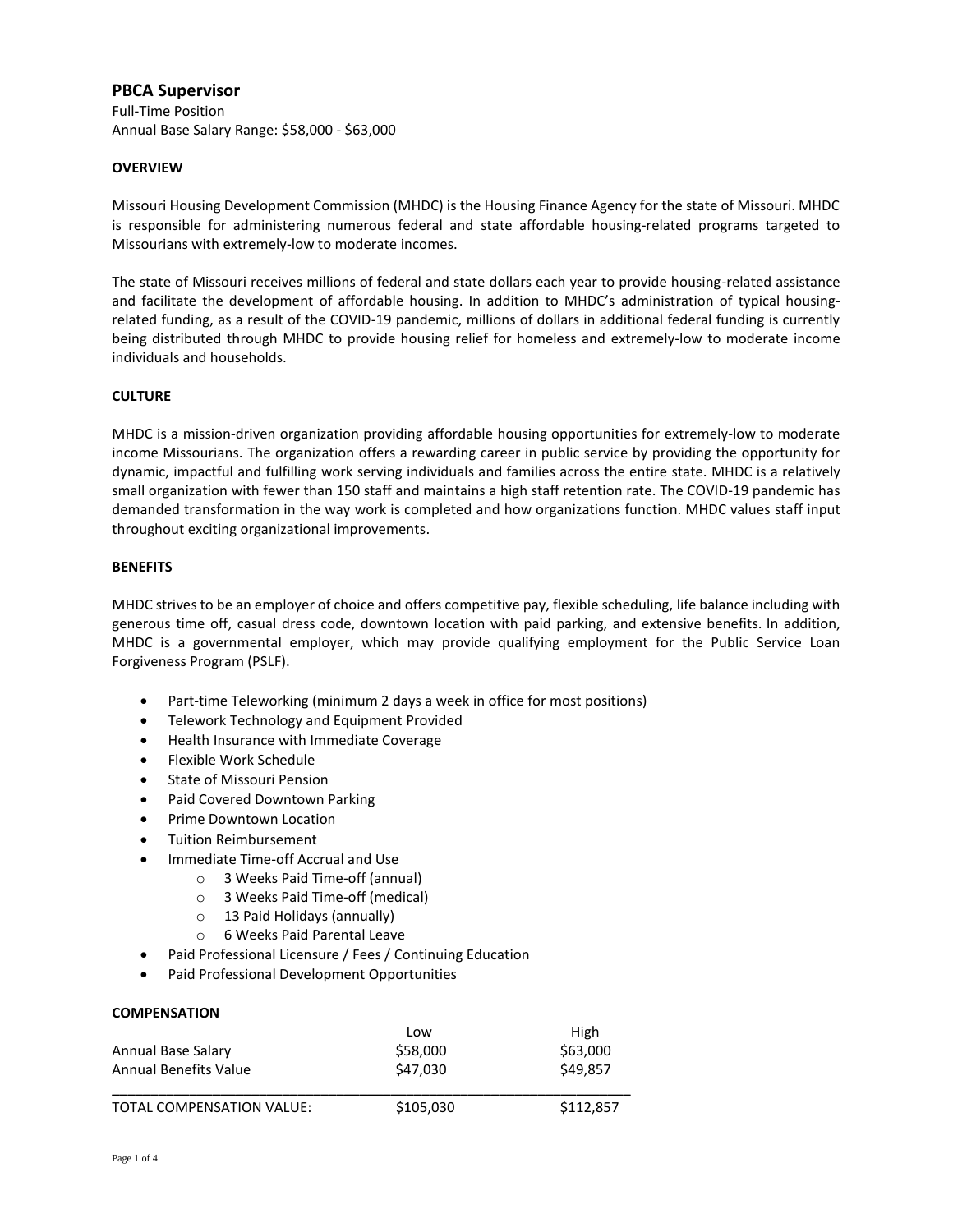# PBCA Supervisor

Full-Time Position
Annual Base Salary Range: $58,000 - $63,000

**OVERVIEW**

Missouri Housing Development Commission (MHDC) is the Housing Finance Agency for the state of Missouri. MHDC is responsible for administering numerous federal and state affordable housing-related programs targeted to Missourians with extremely-low to moderate incomes.

The state of Missouri receives millions of federal and state dollars each year to provide housing-related assistance and facilitate the development of affordable housing. In addition to MHDC's administration of typical housing-related funding, as a result of the COVID-19 pandemic, millions of dollars in additional federal funding is currently being distributed through MHDC to provide housing relief for homeless and extremely-low to moderate income individuals and households.

**CULTURE**

MHDC is a mission-driven organization providing affordable housing opportunities for extremely-low to moderate income Missourians. The organization offers a rewarding career in public service by providing the opportunity for dynamic, impactful and fulfilling work serving individuals and families across the entire state. MHDC is a relatively small organization with fewer than 150 staff and maintains a high staff retention rate. The COVID-19 pandemic has demanded transformation in the way work is completed and how organizations function. MHDC values staff input throughout exciting organizational improvements.

**BENEFITS**

MHDC strives to be an employer of choice and offers competitive pay, flexible scheduling, life balance including with generous time off, casual dress code, downtown location with paid parking, and extensive benefits. In addition, MHDC is a governmental employer, which may provide qualifying employment for the Public Service Loan Forgiveness Program (PSLF).

- Part-time Teleworking (minimum 2 days a week in office for most positions)
- Telework Technology and Equipment Provided
- Health Insurance with Immediate Coverage
- Flexible Work Schedule
- State of Missouri Pension
- Paid Covered Downtown Parking
- Prime Downtown Location
- Tuition Reimbursement
- Immediate Time-off Accrual and Use
  - 3 Weeks Paid Time-off (annual)
  - 3 Weeks Paid Time-off (medical)
  - 13 Paid Holidays (annually)
  - 6 Weeks Paid Parental Leave
- Paid Professional Licensure / Fees / Continuing Education
- Paid Professional Development Opportunities

**COMPENSATION**

| | Low | High |
|---|---|---|
| Annual Base Salary | $58,000 | $63,000 |
| Annual Benefits Value | $47,030 | $49,857 |
| TOTAL COMPENSATION VALUE: | $105,030 | $112,857 |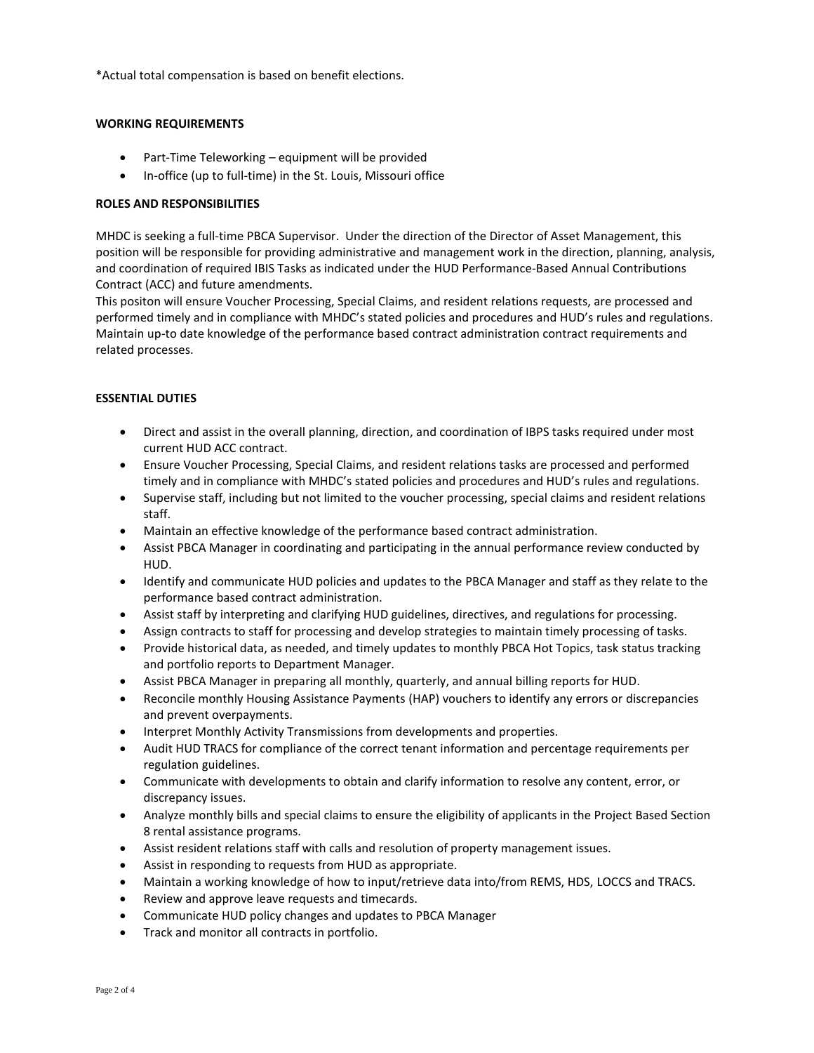*Actual total compensation is based on benefit elections.

**WORKING REQUIREMENTS**

- Part-Time Teleworking – equipment will be provided
- In-office (up to full-time) in the St. Louis, Missouri office

**ROLES AND RESPONSIBILITIES**

MHDC is seeking a full-time PBCA Supervisor. Under the direction of the Director of Asset Management, this position will be responsible for providing administrative and management work in the direction, planning, analysis, and coordination of required IBIS Tasks as indicated under the HUD Performance-Based Annual Contributions Contract (ACC) and future amendments.
This positon will ensure Voucher Processing, Special Claims, and resident relations requests, are processed and performed timely and in compliance with MHDC's stated policies and procedures and HUD's rules and regulations. Maintain up-to date knowledge of the performance based contract administration contract requirements and related processes.

**ESSENTIAL DUTIES**

- Direct and assist in the overall planning, direction, and coordination of IBPS tasks required under most current HUD ACC contract.
- Ensure Voucher Processing, Special Claims, and resident relations tasks are processed and performed timely and in compliance with MHDC's stated policies and procedures and HUD's rules and regulations.
- Supervise staff, including but not limited to the voucher processing, special claims and resident relations staff.
- Maintain an effective knowledge of the performance based contract administration.
- Assist PBCA Manager in coordinating and participating in the annual performance review conducted by HUD.
- Identify and communicate HUD policies and updates to the PBCA Manager and staff as they relate to the performance based contract administration.
- Assist staff by interpreting and clarifying HUD guidelines, directives, and regulations for processing.
- Assign contracts to staff for processing and develop strategies to maintain timely processing of tasks.
- Provide historical data, as needed, and timely updates to monthly PBCA Hot Topics, task status tracking and portfolio reports to Department Manager.
- Assist PBCA Manager in preparing all monthly, quarterly, and annual billing reports for HUD.
- Reconcile monthly Housing Assistance Payments (HAP) vouchers to identify any errors or discrepancies and prevent overpayments.
- Interpret Monthly Activity Transmissions from developments and properties.
- Audit HUD TRACS for compliance of the correct tenant information and percentage requirements per regulation guidelines.
- Communicate with developments to obtain and clarify information to resolve any content, error, or discrepancy issues.
- Analyze monthly bills and special claims to ensure the eligibility of applicants in the Project Based Section 8 rental assistance programs.
- Assist resident relations staff with calls and resolution of property management issues.
- Assist in responding to requests from HUD as appropriate.
- Maintain a working knowledge of how to input/retrieve data into/from REMS, HDS, LOCCS and TRACS.
- Review and approve leave requests and timecards.
- Communicate HUD policy changes and updates to PBCA Manager
- Track and monitor all contracts in portfolio.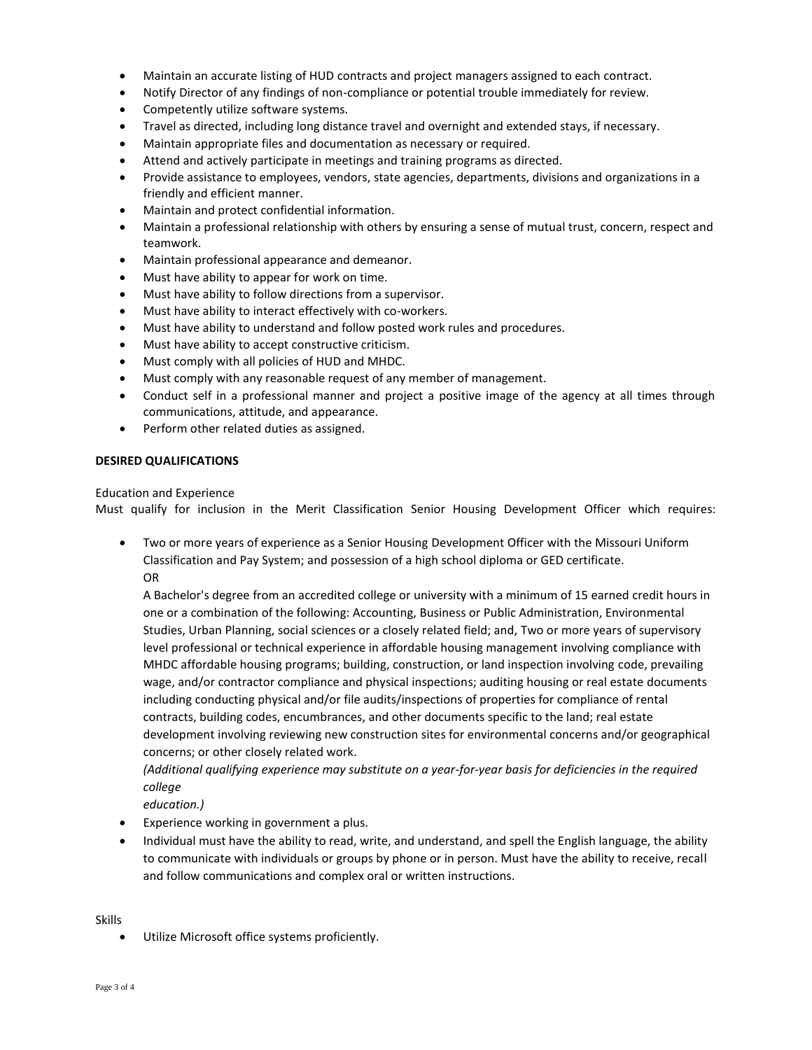- Maintain an accurate listing of HUD contracts and project managers assigned to each contract.
- Notify Director of any findings of non-compliance or potential trouble immediately for review.
- Competently utilize software systems.
- Travel as directed, including long distance travel and overnight and extended stays, if necessary.
- Maintain appropriate files and documentation as necessary or required.
- Attend and actively participate in meetings and training programs as directed.
- Provide assistance to employees, vendors, state agencies, departments, divisions and organizations in a friendly and efficient manner.
- Maintain and protect confidential information.
- Maintain a professional relationship with others by ensuring a sense of mutual trust, concern, respect and teamwork.
- Maintain professional appearance and demeanor.
- Must have ability to appear for work on time.
- Must have ability to follow directions from a supervisor.
- Must have ability to interact effectively with co-workers.
- Must have ability to understand and follow posted work rules and procedures.
- Must have ability to accept constructive criticism.
- Must comply with all policies of HUD and MHDC.
- Must comply with any reasonable request of any member of management.
- Conduct self in a professional manner and project a positive image of the agency at all times through communications, attitude, and appearance.
- Perform other related duties as assigned.

**DESIRED QUALIFICATIONS**

Education and Experience

Must qualify for inclusion in the Merit Classification Senior Housing Development Officer which requires:

- Two or more years of experience as a Senior Housing Development Officer with the Missouri Uniform Classification and Pay System; and possession of a high school diploma or GED certificate.

  OR

  A Bachelor's degree from an accredited college or university with a minimum of 15 earned credit hours in one or a combination of the following: Accounting, Business or Public Administration, Environmental Studies, Urban Planning, social sciences or a closely related field; and, Two or more years of supervisory level professional or technical experience in affordable housing management involving compliance with MHDC affordable housing programs; building, construction, or land inspection involving code, prevailing wage, and/or contractor compliance and physical inspections; auditing housing or real estate documents including conducting physical and/or file audits/inspections of properties for compliance of rental contracts, building codes, encumbrances, and other documents specific to the land; real estate development involving reviewing new construction sites for environmental concerns and/or geographical concerns; or other closely related work.

  *(Additional qualifying experience may substitute on a year-for-year basis for deficiencies in the required college education.)*
- Experience working in government a plus.
- Individual must have the ability to read, write, and understand, and spell the English language, the ability to communicate with individuals or groups by phone or in person. Must have the ability to receive, recall and follow communications and complex oral or written instructions.

Skills

- Utilize Microsoft office systems proficiently.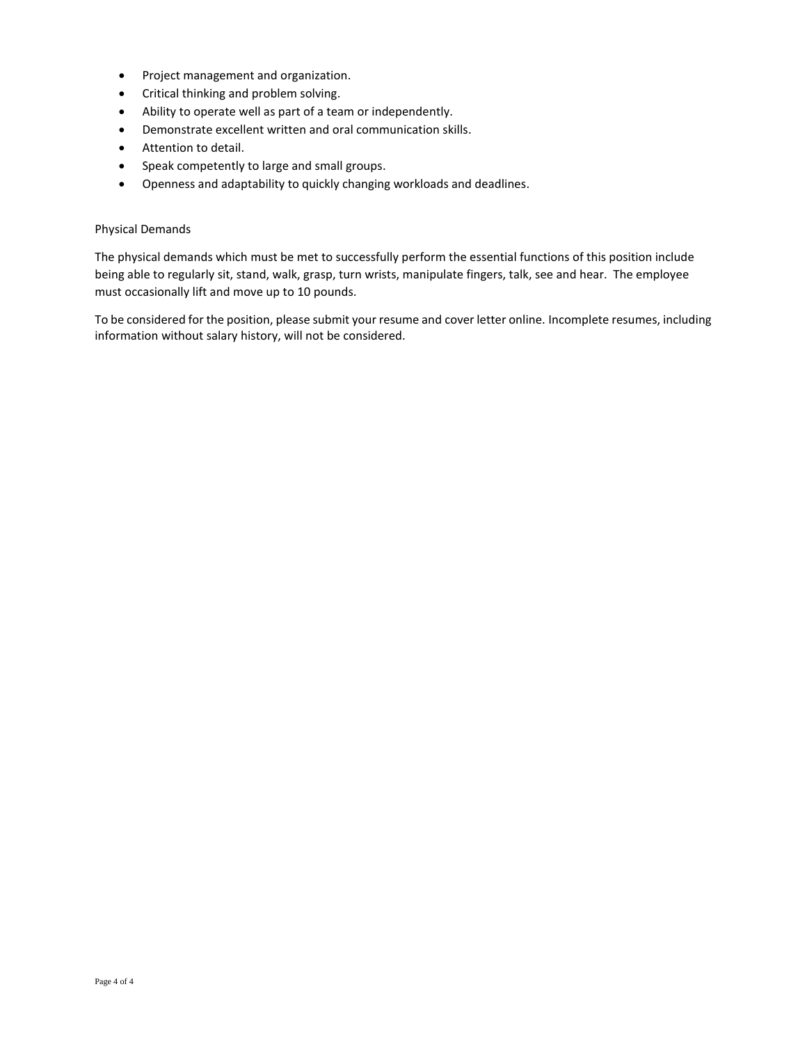- Project management and organization.
- Critical thinking and problem solving.
- Ability to operate well as part of a team or independently.
- Demonstrate excellent written and oral communication skills.
- Attention to detail.
- Speak competently to large and small groups.
- Openness and adaptability to quickly changing workloads and deadlines.

Physical Demands

The physical demands which must be met to successfully perform the essential functions of this position include being able to regularly sit, stand, walk, grasp, turn wrists, manipulate fingers, talk, see and hear. The employee must occasionally lift and move up to 10 pounds.

To be considered for the position, please submit your resume and cover letter online. Incomplete resumes, including information without salary history, will not be considered.